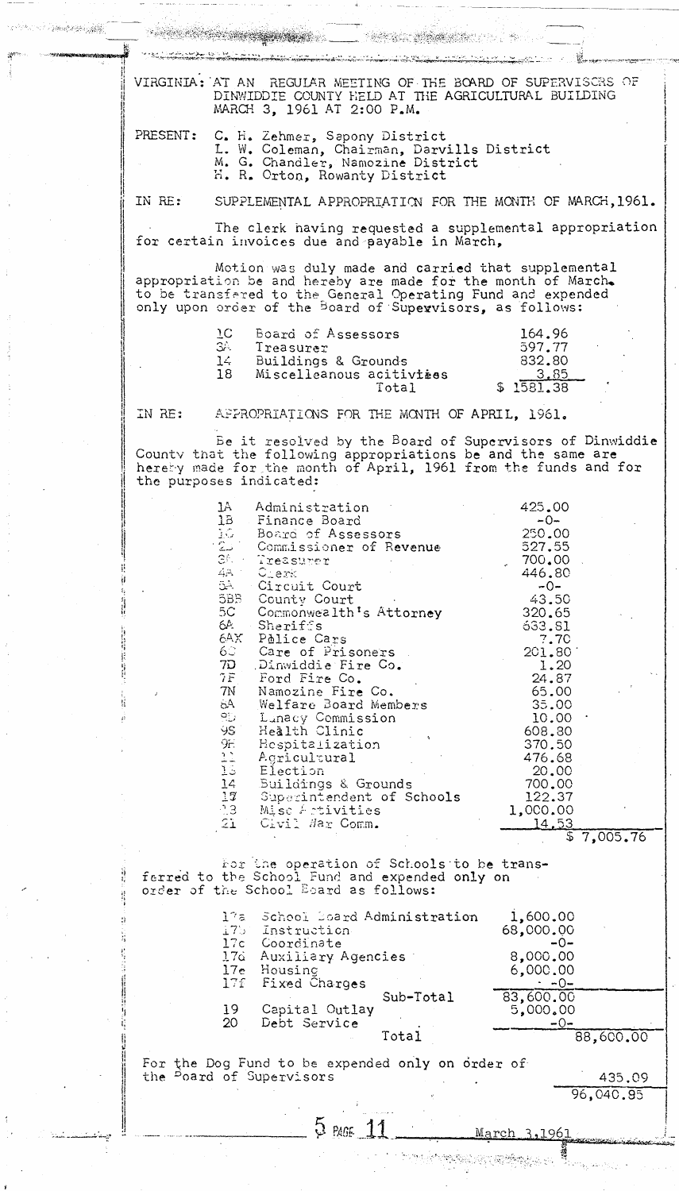VIRGINIA: AT AN REGULAR MEETING OF THE BOARD OF SUPERVISORS OF DINWIDDIE COUNTY HELD AT THE AGRICULTURAL BUILDING MARCH 3, 1961 AT 2:00 P.M.

PRESENT: C. H. Zehmer, Sapony District
L. W. Coleman, Chairman, Darvills District
M. G. Chandler, Namozine District
H. R. Orton, Rowanty District

IN RE: SUPPLEMENTAL APPROPRIATION FOR THE MONTH OF MARCH, 1961.

The clerk having requested a supplemental appropriation for certain invoices due and payable in March,

Motion was duly made and carried that supplemental appropriation be and hereby are made for the month of March. to be transfered to the General Operating Fund and expended only upon order of the Board of Supervisors, as follows:

| | | |
|---|---|---|
| 1C | Board of Assessors | 164.96 |
| 3A | Treasurer | 597.77 |
| 14 | Buildings & Grounds | 832.80 |
| 18 | Miscelleanous acitivites | 3.85 |
| | Total | $ 1581.38 |

IN RE: APPROPRIATIONS FOR THE MONTH OF APRIL, 1961.

Be it resolved by the Board of Supervisors of Dinwiddie County that the following appropriations be and the same are hereby made for the month of April, 1961 from the funds and for the purposes indicated:

| | | | |
|---|---|---|---|
| 1A | Administration | 425.00 | |
| 1B | Finance Board | -0- | |
| 1C | Board of Assessors | 250.00 | |
| 2 | Commissioner of Revenue | 527.55 | |
| 3A | Treasurer | 700.00 | |
| 4A | Clerk | 446.80 | |
| 5A | Circuit Court | -0- | |
| 5BB | County Court | 43.50 | |
| 5C | Commonwealth's Attorney | 320.65 | |
| 6A | Sheriffs | 683.81 | |
| 6AX | Police Cars | 7.70 | |
| 6C | Care of Prisoners | 201.80 | |
| 7D | Dinwiddie Fire Co. | 1.20 | |
| 7F | Ford Fire Co. | 24.87 | |
| 7N | Namozine Fire Co. | 65.00 | |
| 8A | Welfare Board Members | 35.00 | |
| 9D | Lunacy Commission | 10.00 | |
| 9S | Health Clinic | 608.80 | |
| 9H | Hospitalization | 370.50 | |
| 11 | Agricultural | 476.68 | |
| 13 | Election | 20.00 | |
| 14 | Buildings & Grounds | 700.00 | |
| 17 | Superintendent of Schools | 122.37 | |
| 18 | Misc Activities | 1,000.00 | |
| 21 | Civil War Comm. | 14.53 | |
| | | | $ 7,005.76 |

For the operation of Schools to be transferred to the School Fund and expended only on order of the School Board as follows:

| | | | |
|---|---|---|---|
| 17a | School Board Administration | 1,600.00 | |
| 17b | Instruction | 68,000.00 | |
| 17c | Coordinate | -0- | |
| 17d | Auxiliary Agencies | 8,000.00 | |
| 17e | Housing | 6,000.00 | |
| 17f | Fixed Charges | -0- | |
| | Sub-Total | 83,600.00 | |
| 19 | Capital Outlay | 5,000.00 | |
| 20 | Debt Service | -0- | |
| | Total | | 88,600.00 |

For the Dog Fund to be expended only on order of the Board of Supervisors 435.09

96,040.85

5 PAGE 11 March 3,1961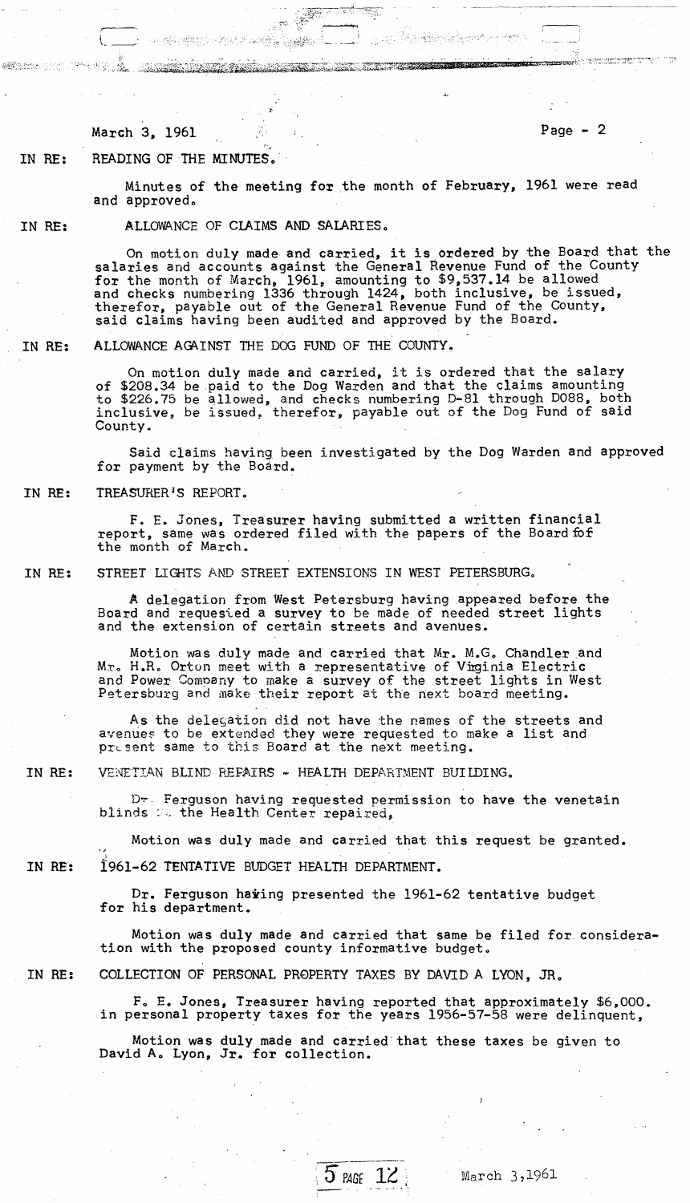March 3, 1961

IN RE: READING OF THE MINUTES.

Minutes of the meeting for the month of February, 1961 were read and approved.

IN RE: ALLOWANCE OF CLAIMS AND SALARIES.

On motion duly made and carried, it is ordered by the Board that the salaries and accounts against the General Revenue Fund of the County for the month of March, 1961, amounting to $9,537.14 be allowed and checks numbering 1336 through 1424, both inclusive, be issued, therefor, payable out of the General Revenue Fund of the County, said claims having been audited and approved by the Board.

IN RE: ALLOWANCE AGAINST THE DOG FUND OF THE COUNTY.

On motion duly made and carried, it is ordered that the salary of $208.34 be paid to the Dog Warden and that the claims amounting to $226.75 be allowed, and checks numbering D-81 through D088, both inclusive, be issued, therefor, payable out of the Dog Fund of said County.

Said claims having been investigated by the Dog Warden and approved for payment by the Board.

IN RE: TREASURER'S REPORT.

F. E. Jones, Treasurer having submitted a written financial report, same was ordered filed with the papers of the Board fof the month of March.

IN RE: STREET LIGHTS AND STREET EXTENSIONS IN WEST PETERSBURG.

A delegation from West Petersburg having appeared before the Board and requested a survey to be made of needed street lights and the extension of certain streets and avenues.

Motion was duly made and carried that Mr. M.G. Chandler and Mr. H.R. Orton meet with a representative of Virginia Electric and Power Company to make a survey of the street lights in West Petersburg and make their report at the next board meeting.

As the delegation did not have the names of the streets and avenues to be extended they were requested to make a list and present same to this Board at the next meeting.

IN RE: VENETIAN BLIND REPAIRS - HEALTH DEPARTMENT BUILDING.

Dr. Ferguson having requested permission to have the venetain blinds at the Health Center repaired,

Motion was duly made and carried that this request be granted.

IN RE: 1961-62 TENTATIVE BUDGET HEALTH DEPARTMENT.

Dr. Ferguson having presented the 1961-62 tentative budget for his department.

Motion was duly made and carried that same be filed for consideration with the proposed county informative budget.

IN RE: COLLECTION OF PERSONAL PROPERTY TAXES BY DAVID A LYON, JR.

F. E. Jones, Treasurer having reported that approximately $6,000. in personal property taxes for the years 1956-57-58 were delinquent,

Motion was duly made and carried that these taxes be given to David A. Lyon, Jr. for collection.

5 PAGE 12 March 3,1961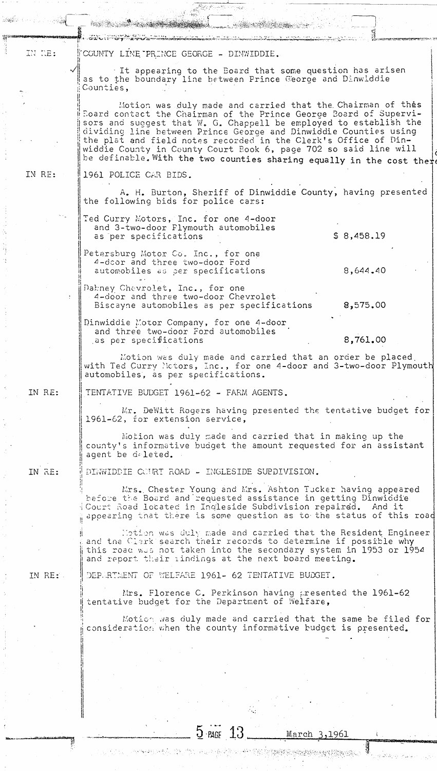IN RE: COUNTY LINE-PRINCE GEORGE - DINWIDDIE.

It appearing to the Board that some question has arisen as to the boundary line between Prince George and Dinwiddie Counties,

Motion was duly made and carried that the Chairman of this Board contact the Chairman of the Prince George Board of Supervisors and suggest that W. G. Chappell be employed to establish the dividing line between Prince George and Dinwiddie Counties using the plat and field notes recorded in the Clerk's Office of Dinwiddie County in County Court Book 6, page 702 so said line will be definable. With the two counties sharing equally in the cost there

IN RE: 1961 POLICE CAR BIDS.

A. H. Burton, Sheriff of Dinwiddie County, having presented the following bids for police cars:

| | |
|---|---|
| Ted Curry Motors, Inc. for one 4-door and 3-two-door Plymouth automobiles as per specifications | $ 8,458.19 |
| Petersburg Motor Co. Inc., for one 4-door and three two-door Ford automobiles as per specifications | 8,644.40 |
| Dabney Chevrolet, Inc., for one 4-door and three two-door Chevrolet Biscayne automobiles as per specifications | 8,575.00 |
| Dinwiddie Motor Company, for one 4-door and three two-door Ford automobiles as per specifications | 8,761.00 |

Motion was duly made and carried that an order be placed with Ted Curry Motors, Inc., for one 4-door and 3-two-door Plymouth automobiles, as per specifications.

IN RE: TENTATIVE BUDGET 1961-62 - FARM AGENTS.

Mr. DeWitt Rogers having presented the tentative budget for 1961-62, for extension service,

Motion was duly made and carried that in making up the county's informative budget the amount requested for an assistant agent be deleted.

IN RE: DINWIDDIE COURT ROAD - INGLESIDE SUBDIVISION.

Mrs. Chester Young and Mrs. Ashton Tucker having appeared before the Board and requested assistance in getting Dinwiddie Court Road located in Ingleside Subdivision repaired. And it appearing that there is some question as to the status of this road

Motion was duly made and carried that the Resident Engineer and the Clerk search their records to determine if possible why this road was not taken into the secondary system in 1953 or 1954 and report their findings at the next board meeting.

IN RE: DEPARTMENT OF WELFARE 1961- 62 TENTATIVE BUDGET.

Mrs. Florence C. Perkinson having presented the 1961-62 tentative budget for the Department of Welfare,

Motion was duly made and carried that the same be filed for consideration when the county informative budget is presented.

5 PAGE 13 March 3,1961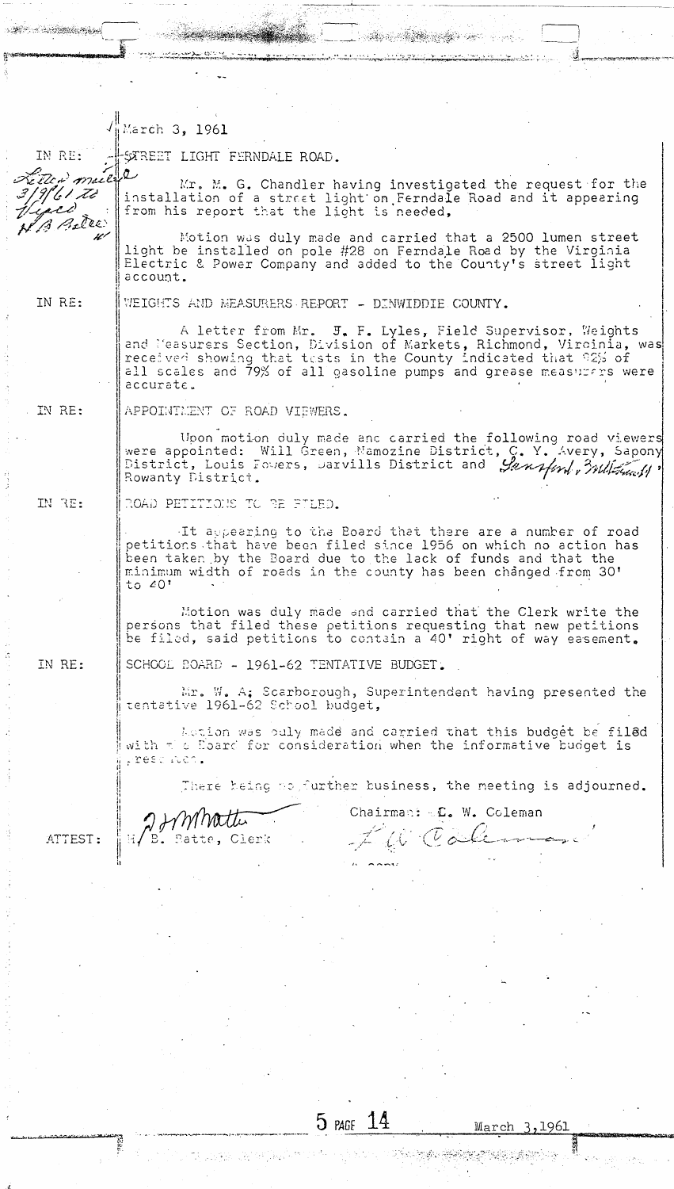March 3, 1961

IN RE: STREET LIGHT FERNDALE ROAD.

*Letter mailed 3/9/61 to Virginia H A Baker*

Mr. M. G. Chandler having investigated the request for the installation of a street light on Ferndale Road and it appearing from his report that the light is needed,

Motion was duly made and carried that a 2500 lumen street light be installed on pole #28 on Ferndale Road by the Virginia Electric & Power Company and added to the County's street light account.

IN RE: WEIGHTS AND MEASURERS REPORT - DINWIDDIE COUNTY.

A letter from Mr. J. F. Lyles, Field Supervisor, Weights and Measurers Section, Division of Markets, Richmond, Virginia, was received showing that tests in the County indicated that 92% of all scales and 79% of all gasoline pumps and grease measurers were accurate.

IN RE: APPOINTMENT OF ROAD VIEWERS.

Upon motion duly made and carried the following road viewers were appointed: Will Green, Namozine District, C. Y. Avery, Sapony District, Louis Powers, Darvills District and *Sanford Williams*, Rowanty District.

IN RE: ROAD PETITIONS TO BE FILED.

It appearing to the Board that there are a number of road petitions that have been filed since 1956 on which no action has been taken by the Board due to the lack of funds and that the minimum width of roads in the county has been changed from 30' to 40'

Motion was duly made and carried that the Clerk write the persons that filed these petitions requesting that new petitions be filed, said petitions to contain a 40' right of way easement.

IN RE: SCHOOL BOARD - 1961-62 TENTATIVE BUDGET.

Mr. W. A. Scarborough, Superintendent having presented the tentative 1961-62 School budget,

Motion was duly made and carried that this budget be filed with the Board for consideration when the informative budget is presented.

There being no further business, the meeting is adjourned.

ATTEST: *H B Batte*
H. B. Batte, Clerk

Chairman: C. W. Coleman
*C W Coleman*

5 PAGE 14 March 3,1961